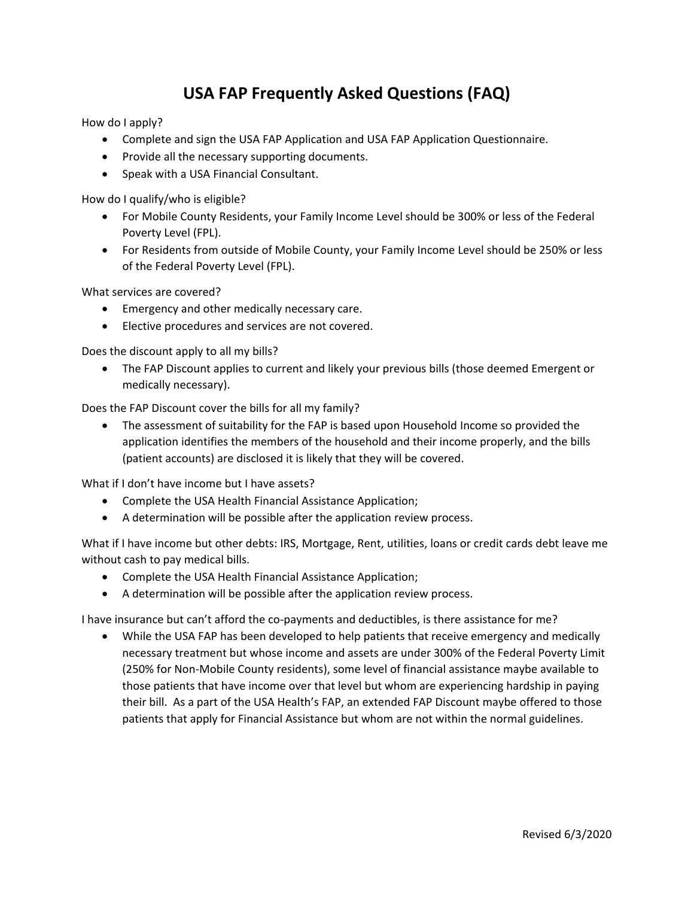# USA FAP Frequently Asked Questions (FAQ)

How do I apply?

- Complete and sign the USA FAP Application and USA FAP Application Questionnaire.
- Provide all the necessary supporting documents.
- Speak with a USA Financial Consultant.

How do I qualify/who is eligible?

- For Mobile County Residents, your Family Income Level should be 300% or less of the Federal Poverty Level (FPL).
- For Residents from outside of Mobile County, your Family Income Level should be 250% or less of the Federal Poverty Level (FPL).

What services are covered?

- Emergency and other medically necessary care.
- Elective procedures and services are not covered.

Does the discount apply to all my bills?

- The FAP Discount applies to current and likely your previous bills (those deemed Emergent or medically necessary).

Does the FAP Discount cover the bills for all my family?

- The assessment of suitability for the FAP is based upon Household Income so provided the application identifies the members of the household and their income properly, and the bills (patient accounts) are disclosed it is likely that they will be covered.

What if I don't have income but I have assets?

- Complete the USA Health Financial Assistance Application;
- A determination will be possible after the application review process.

What if I have income but other debts: IRS, Mortgage, Rent, utilities, loans or credit cards debt leave me without cash to pay medical bills.

- Complete the USA Health Financial Assistance Application;
- A determination will be possible after the application review process.

I have insurance but can't afford the co-payments and deductibles, is there assistance for me?

- While the USA FAP has been developed to help patients that receive emergency and medically necessary treatment but whose income and assets are under 300% of the Federal Poverty Limit (250% for Non-Mobile County residents), some level of financial assistance maybe available to those patients that have income over that level but whom are experiencing hardship in paying their bill. As a part of the USA Health's FAP, an extended FAP Discount maybe offered to those patients that apply for Financial Assistance but whom are not within the normal guidelines.

Revised 6/3/2020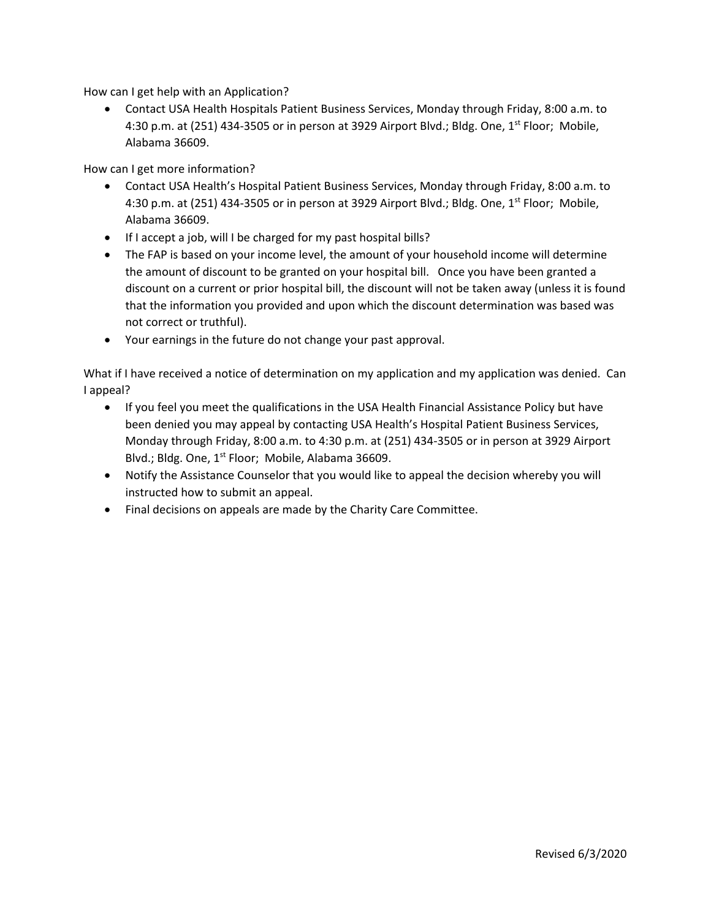How can I get help with an Application?

- Contact USA Health Hospitals Patient Business Services, Monday through Friday, 8:00 a.m. to 4:30 p.m. at (251) 434-3505 or in person at 3929 Airport Blvd.; Bldg. One, 1st Floor; Mobile, Alabama 36609.

How can I get more information?

- Contact USA Health's Hospital Patient Business Services, Monday through Friday, 8:00 a.m. to 4:30 p.m. at (251) 434-3505 or in person at 3929 Airport Blvd.; Bldg. One, 1st Floor; Mobile, Alabama 36609.
- If I accept a job, will I be charged for my past hospital bills?
- The FAP is based on your income level, the amount of your household income will determine the amount of discount to be granted on your hospital bill. Once you have been granted a discount on a current or prior hospital bill, the discount will not be taken away (unless it is found that the information you provided and upon which the discount determination was based was not correct or truthful).
- Your earnings in the future do not change your past approval.

What if I have received a notice of determination on my application and my application was denied. Can I appeal?

- If you feel you meet the qualifications in the USA Health Financial Assistance Policy but have been denied you may appeal by contacting USA Health's Hospital Patient Business Services, Monday through Friday, 8:00 a.m. to 4:30 p.m. at (251) 434-3505 or in person at 3929 Airport Blvd.; Bldg. One, 1st Floor; Mobile, Alabama 36609.
- Notify the Assistance Counselor that you would like to appeal the decision whereby you will instructed how to submit an appeal.
- Final decisions on appeals are made by the Charity Care Committee.

Revised 6/3/2020